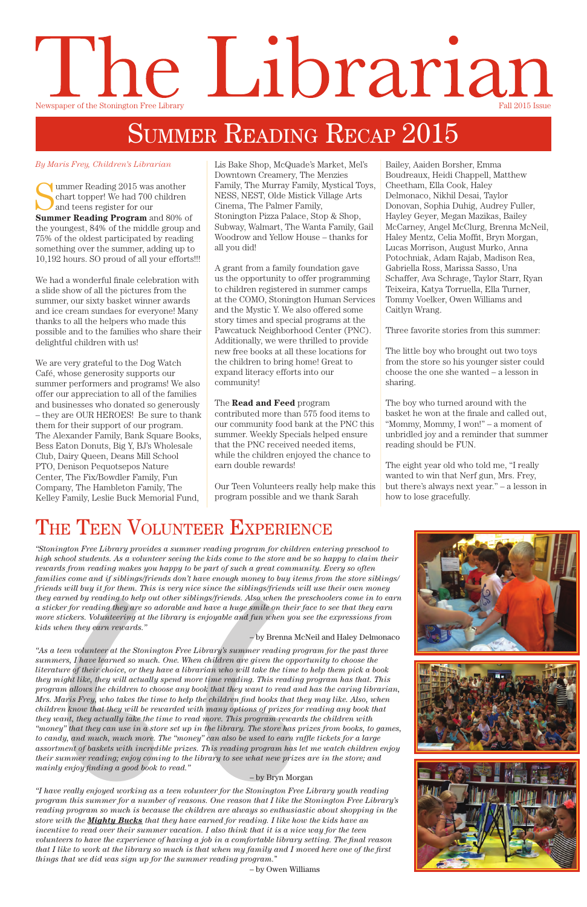# The Librarian

Newspaper of the Stonington Free Library

Fall 2015 Issue

## Summer Reading Recap 2015

*By Maris Frey, Children's Librarian*

Summer Reading 2015 was another chart topper! We had 700 children and teens register for our **Summer Reading Program** and 80% of the youngest, 84% of the middle group and 75% of the oldest participated by reading something over the summer, adding up to 10,192 hours. SO proud of all your efforts!!!

We had a wonderful finale celebration with a slide show of all the pictures from the summer, our sixty basket winner awards and ice cream sundaes for everyone! Many thanks to all the helpers who made this possible and to the families who share their delightful children with us!

We are very grateful to the Dog Watch Café, whose generosity supports our summer performers and programs! We also offer our appreciation to all of the families and businesses who donated so generously – they are OUR HEROES! Be sure to thank them for their support of our program. The Alexander Family, Bank Square Books, Bess Eaton Donuts, Big Y, BJ's Wholesale Club, Dairy Queen, Deans Mill School PTO, Denison Pequotsepos Nature Center, The Fix/Bowdler Family, Fun Company, The Hambleton Family, The Kelley Family, Leslie Buck Memorial Fund, Lis Bake Shop, McQuade's Market, Mel's Downtown Creamery, The Menzies Family, The Murray Family, Mystical Toys, NESS, NEST, Olde Mistick Village Arts Cinema, The Palmer Family, Stonington Pizza Palace, Stop & Shop, Subway, Walmart, The Wanta Family, Gail Woodrow and Yellow House – thanks for all you did!

A grant from a family foundation gave us the opportunity to offer programming to children registered in summer camps at the COMO, Stonington Human Services and the Mystic Y. We also offered some story times and special programs at the Pawcatuck Neighborhood Center (PNC). Additionally, we were thrilled to provide new free books at all these locations for the children to bring home! Great to expand literacy efforts into our community!

The **Read and Feed** program contributed more than 575 food items to our community food bank at the PNC this summer. Weekly Specials helped ensure that the PNC received needed items, while the children enjoyed the chance to earn double rewards!

Our Teen Volunteers really help make this program possible and we thank Sarah Bailey, Aaiden Borsher, Emma Boudreaux, Heidi Chappell, Matthew Cheetham, Ella Cook, Haley Delmonaco, Nikhil Desai, Taylor Donovan, Sophia Duhig, Audrey Fuller, Hayley Geyer, Megan Mazikas, Bailey McCarney, Angel McClurg, Brenna McNeil, Haley Mentz, Celia Moffit, Bryn Morgan, Lucas Morrison, August Murko, Anna Potochniak, Adam Rajab, Madison Rea, Gabriella Ross, Marissa Sasso, Una Schaffer, Ava Schrage, Taylor Starr, Ryan Teixeira, Katya Torruella, Ella Turner, Tommy Voelker, Owen Williams and Caitlyn Wrang.

Three favorite stories from this summer:

The little boy who brought out two toys from the store so his younger sister could choose the one she wanted – a lesson in sharing.

The boy who turned around with the basket he won at the finale and called out, "Mommy, Mommy, I won!" – a moment of unbridled joy and a reminder that summer reading should be FUN.

The eight year old who told me, "I really wanted to win that Nerf gun, Mrs. Frey, but there's always next year." – a lesson in how to lose gracefully.

## The Teen Volunteer Experience

*"Stonington Free Library provides a summer reading program for children entering preschool to high school students. As a volunteer seeing the kids come to the store and be so happy to claim their rewards from reading makes you happy to be part of such a great community. Every so often families come and if siblings/friends don't have enough money to buy items from the store siblings/friends will buy it for them. This is very nice since the siblings/friends will use their own money they earned by reading to help out other siblings/friends. Also when the preschoolers come in to earn a sticker for reading they are so adorable and have a huge smile on their face to see that they earn more stickers. Volunteering at the library is enjoyable and fun when you see the expressions from kids when they earn rewards."*

– by Brenna McNeil and Haley Delmonaco

*"As a teen volunteer at the Stonington Free Library's summer reading program for the past three summers, I have learned so much. One. When children are given the opportunity to choose the literature of their choice, or they have a librarian who will take the time to help them pick a book they might like, they will actually spend more time reading. This reading program has that. This program allows the children to choose any book that they want to read and has the caring librarian, Mrs. Maris Frey, who takes the time to help the children find books that they may like. Also, when children know that they will be rewarded with many options of prizes for reading any book that they want, they actually take the time to read more. This program rewards the children with "money" that they can use in a store set up in the library. The store has prizes from books, to games, to candy, and much, much more. The "money" can also be used to earn raffle tickets for a large assortment of baskets with incredible prizes. This reading program has let me watch children enjoy their summer reading; enjoy coming to the library to see what new prizes are in the store; and mainly enjoy finding a good book to read."*

– by Bryn Morgan

*"I have really enjoyed working as a teen volunteer for the Stonington Free Library youth reading program this summer for a number of reasons. One reason that I like the Stonington Free Library's reading program so much is because the children are always so enthusiastic about shopping in the store with the **Mighty Bucks** that they have earned for reading. I like how the kids have an incentive to read over their summer vacation. I also think that it is a nice way for the teen volunteers to have the experience of having a job in a comfortable setting. The final reason that I like to work at the library so much is that when my family and I moved here one of the first things that we did was sign up for the summer reading program."*

– by Owen Williams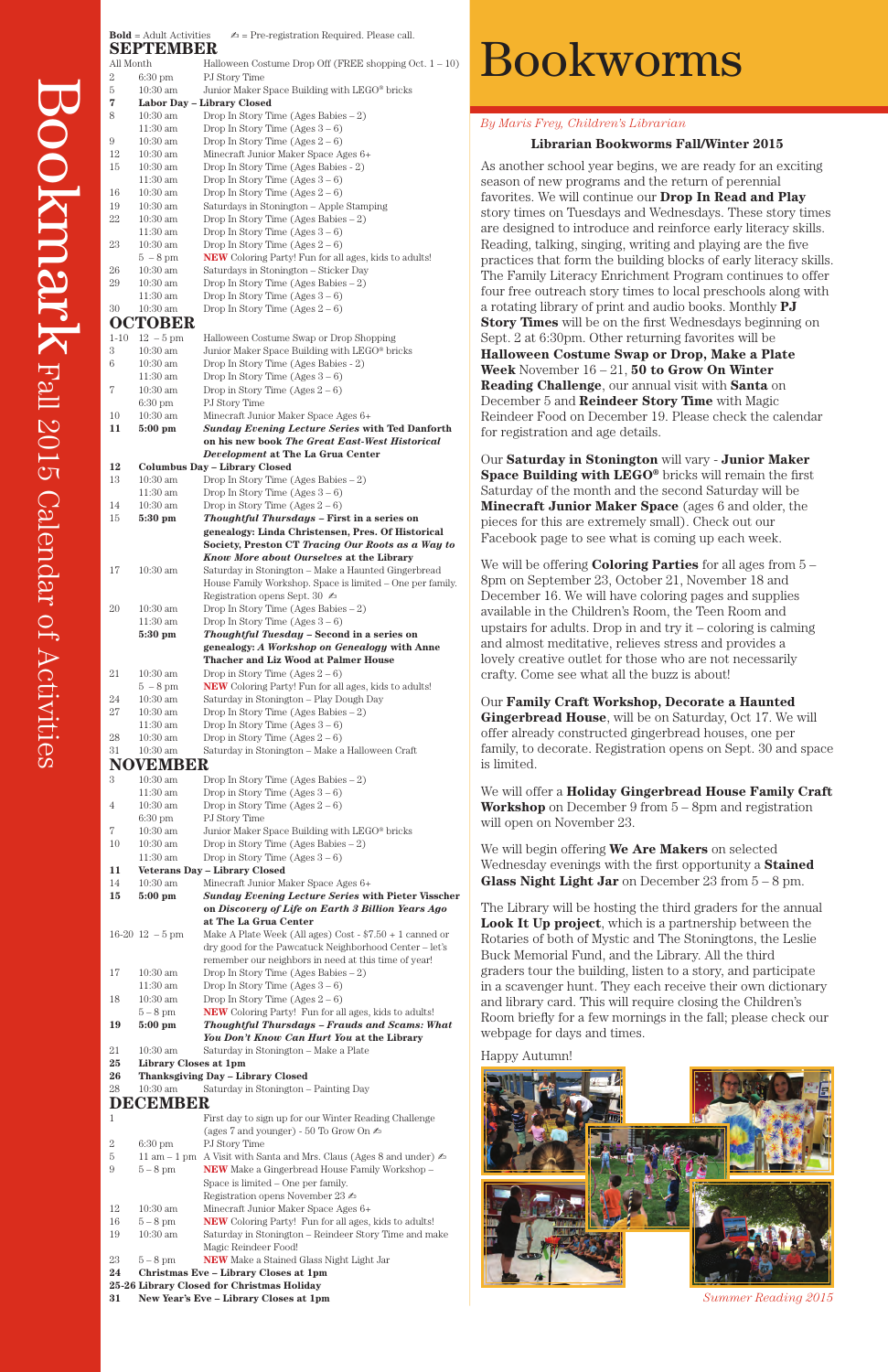# Bookmark Fall 2015 Calendar of Activities

**Bold** = Adult Activities ✍ = Pre-registration Required. Please call.

## SEPTEMBER

| Date | Time | Activity |
|---|---|---|
| All Month | | Halloween Costume Drop Off (FREE shopping Oct. 1 – 10) |
| 2 | 6:30 pm | PJ Story Time |
| 5 | 10:30 am | Junior Maker Space Building with LEGO® bricks |
| **7** | | **Labor Day – Library Closed** |
| 8 | 10:30 am | Drop In Story Time (Ages Babies – 2) |
| | 11:30 am | Drop In Story Time (Ages 3 – 6) |
| 9 | 10:30 am | Drop In Story Time (Ages 2 – 6) |
| 12 | 10:30 am | Minecraft Junior Maker Space Ages 6+ |
| 15 | 10:30 am | Drop In Story Time (Ages Babies - 2) |
| | 11:30 am | Drop In Story Time (Ages 3 – 6) |
| 16 | 10:30 am | Drop In Story Time (Ages 2 – 6) |
| 19 | 10:30 am | Saturdays in Stonington – Apple Stamping |
| 22 | 10:30 am | Drop In Story Time (Ages Babies – 2) |
| | 11:30 am | Drop In Story Time (Ages 3 – 6) |
| 23 | 10:30 am | Drop In Story Time (Ages 2 – 6) |
| | 5 – 8 pm | NEW Coloring Party! Fun for all ages, kids to adults! |
| 26 | 10:30 am | Saturdays in Stonington – Sticker Day |
| 29 | 10:30 am | Drop In Story Time (Ages Babies – 2) |
| | 11:30 am | Drop In Story Time (Ages 3 – 6) |
| 30 | 10:30 am | Drop In Story Time (Ages 2 – 6) |

## OCTOBER

| Date | Time | Activity |
|---|---|---|
| 1-10 | 12 – 5 pm | Halloween Costume Swap or Drop Shopping |
| 3 | 10:30 am | Junior Maker Space Building with LEGO® bricks |
| 6 | 10:30 am | Drop In Story Time (Ages Babies - 2) |
| | 11:30 am | Drop In Story Time (Ages 3 – 6) |
| 7 | 10:30 am | Drop in Story Time (Ages 2 – 6) |
| | 6:30 pm | PJ Story Time |
| 10 | 10:30 am | Minecraft Junior Maker Space Ages 6+ |
| **11** | **5:00 pm** | ***Sunday Evening Lecture Series* with Ted Danforth on his new book *The Great East-West Historical Development* at The La Grua Center** |
| **12** | | **Columbus Day – Library Closed** |
| 13 | 10:30 am | Drop In Story Time (Ages Babies – 2) |
| | 11:30 am | Drop In Story Time (Ages 3 – 6) |
| 14 | 10:30 am | Drop in Story Time (Ages 2 – 6) |
| 15 | **5:30 pm** | ***Thoughtful Thursdays* – First in a series on genealogy: Linda Christensen, Pres. Of Historical Society, Preston CT *Tracing Our Roots as a Way to Know More about Ourselves* at the Library** |
| 17 | 10:30 am | Saturday in Stonington – Make a Haunted Gingerbread House Family Workshop. Space is limited – One per family. Registration opens Sept. 30 ✍ |
| 20 | 10:30 am | Drop In Story Time (Ages Babies – 2) |
| | 11:30 am | Drop In Story Time (Ages 3 – 6) |
| | **5:30 pm** | ***Thoughtful Tuesday* – Second in a series on genealogy: *A Workshop on Genealogy* with Anne Thacher and Liz Wood at Palmer House** |
| 21 | 10:30 am | Drop in Story Time (Ages 2 – 6) |
| | 5 – 8 pm | NEW Coloring Party! Fun for all ages, kids to adults! |
| 24 | 10:30 am | Saturday in Stonington – Play Dough Day |
| 27 | 10:30 am | Drop In Story Time (Ages Babies – 2) |
| | 11:30 am | Drop In Story Time (Ages 3 – 6) |
| 28 | 10:30 am | Drop in Story Time (Ages 2 – 6) |
| 31 | 10:30 am | Saturday in Stonington – Make a Halloween Craft |

## NOVEMBER

| Date | Time | Activity |
|---|---|---|
| 3 | 10:30 am | Drop In Story Time (Ages Babies – 2) |
| | 11:30 am | Drop in Story Time (Ages 3 – 6) |
| 4 | 10:30 am | Drop In Story Time (Ages 2 – 6) |
| | 6:30 pm | PJ Story Time |
| 7 | 10:30 am | Junior Maker Space Building with LEGO® bricks |
| 10 | 10:30 am | Drop In Story Time (Ages Babies – 2) |
| | 11:30 am | Drop In Story Time (Ages 3 – 6) |
| **11** | | **Veterans Day – Library Closed** |
| 14 | 10:30 am | Minecraft Junior Maker Space Ages 6+ |
| **15** | **5:00 pm** | ***Sunday Evening Lecture Series* with Pieter Visscher on *Discovery of Life on Earth 3 Billion Years Ago* at The La Grua Center** |
| 16-20 | 12 – 5 pm | Make A Plate Week (All ages) Cost - $7.50 + 1 canned or dry good for the Pawcatuck Neighborhood Center – let's remember our neighbors in need at this time of year! |
| 17 | 10:30 am | Drop In Story Time (Ages Babies – 2) |
| | 11:30 am | Drop In Story Time (Ages 3 – 6) |
| 18 | 10:30 am | Drop In Story Time (Ages 2 – 6) |
| | 5 – 8 pm | NEW Coloring Party! Fun for all ages, kids to adults! |
| **19** | **5:00 pm** | ***Thoughtful Thursdays – Frauds and Scams: What You Don't Know Can Hurt You* at the Library** |
| 21 | 10:30 am | Saturday in Stonington – Make a Plate |
| **25** | | **Library Closes at 1pm** |
| **26** | | **Thanksgiving Day – Library Closed** |
| 28 | 10:30 am | Saturday in Stonington – Painting Day |

## DECEMBER

| Date | Time | Activity |
|---|---|---|
| 1 | | First day to sign up for our Winter Reading Challenge (ages 7 and younger) - 50 To Grow On ✍ |
| 2 | 6:30 pm | PJ Story Time |
| 5 | 11 am – 1 pm | A Visit with Santa and Mrs. Claus (Ages 8 and under) ✍ |
| 9 | 5 – 8 pm | NEW Make a Gingerbread House Family Workshop – Space is limited – One per family. Registration opens November 23 ✍ |
| 12 | 10:30 am | Minecraft Junior Maker Space Ages 6+ |
| 16 | 5 – 8 pm | NEW Coloring Party! Fun for all ages, kids to adults! |
| 19 | 10:30 am | Saturday in Stonington – Reindeer Story Time and make Magic Reindeer Food! |
| 23 | 5 – 8 pm | NEW Make a Stained Glass Night Light Jar |
| **24** | | **Christmas Eve – Library Closes at 1pm** |
| **25-26** | | **Library Closed for Christmas Holiday** |
| **31** | | **New Year's Eve – Library Closes at 1pm** |

# Bookworms

*By Maris Frey, Children's Librarian*

**Librarian Bookworms Fall/Winter 2015**

As another school year begins, we are ready for an exciting season of new programs and the return of perennial favorites. We will continue our **Drop In Read and Play** story times on Tuesdays and Wednesdays. These story times are designed to introduce and reinforce early literacy skills. Reading, talking, singing, writing and playing are the five practices that form the building blocks of early literacy skills. The Family Literacy Enrichment Program continues to offer four free outreach story times to local preschools along with a rotating library of print and audio books. Monthly **PJ Story Times** will be on the first Wednesdays beginning on Sept. 2 at 6:30pm. Other returning favorites will be **Halloween Costume Swap or Drop, Make a Plate Week** November 16 – 21, **50 to Grow On Winter Reading Challenge**, our annual visit with **Santa** on December 5 and **Reindeer Story Time** with Magic Reindeer Food on December 19. Please check the calendar for registration and age details.

Our **Saturday in Stonington** will vary - **Junior Maker Space Building with LEGO®** bricks will remain the first Saturday of the month and the second Saturday will be **Minecraft Junior Maker Space** (ages 6 and older, the pieces for this are extremely small). Check out our Facebook page to see what is coming up each week.

We will be offering **Coloring Parties** for all ages from 5 – 8pm on September 23, October 21, November 18 and December 16. We will have coloring pages and supplies available in the Children's Room, the Teen Room and upstairs for adults. Drop in and try it – coloring is calming and almost meditative, relieves stress and provides a lovely creative outlet for those who are not necessarily crafty. Come see what all the buzz is about!

Our **Family Craft Workshop, Decorate a Haunted Gingerbread House**, will be on Saturday, Oct 17. We will offer already constructed gingerbread houses, one per family, to decorate. Registration opens on Sept. 30 and space is limited.

We will offer a **Holiday Gingerbread House Family Craft Workshop** on December 9 from 5 – 8pm and registration will open on November 23.

We will begin offering **We Are Makers** on selected Wednesday evenings with the first opportunity a **Stained Glass Night Light Jar** on December 23 from 5 – 8 pm.

The Library will be hosting the third graders for the annual **Look It Up project**, which is a partnership between the Rotaries of both of Mystic and The Stoningtons, the Leslie Buck Memorial Fund, and the Library. All the third graders tour the building, listen to a story, and participate in a scavenger hunt. They each receive their own dictionary and library card. This will require closing the Children's Room briefly for a few mornings in the fall; please check our webpage for days and times.

Happy Autumn!

*Summer Reading 2015*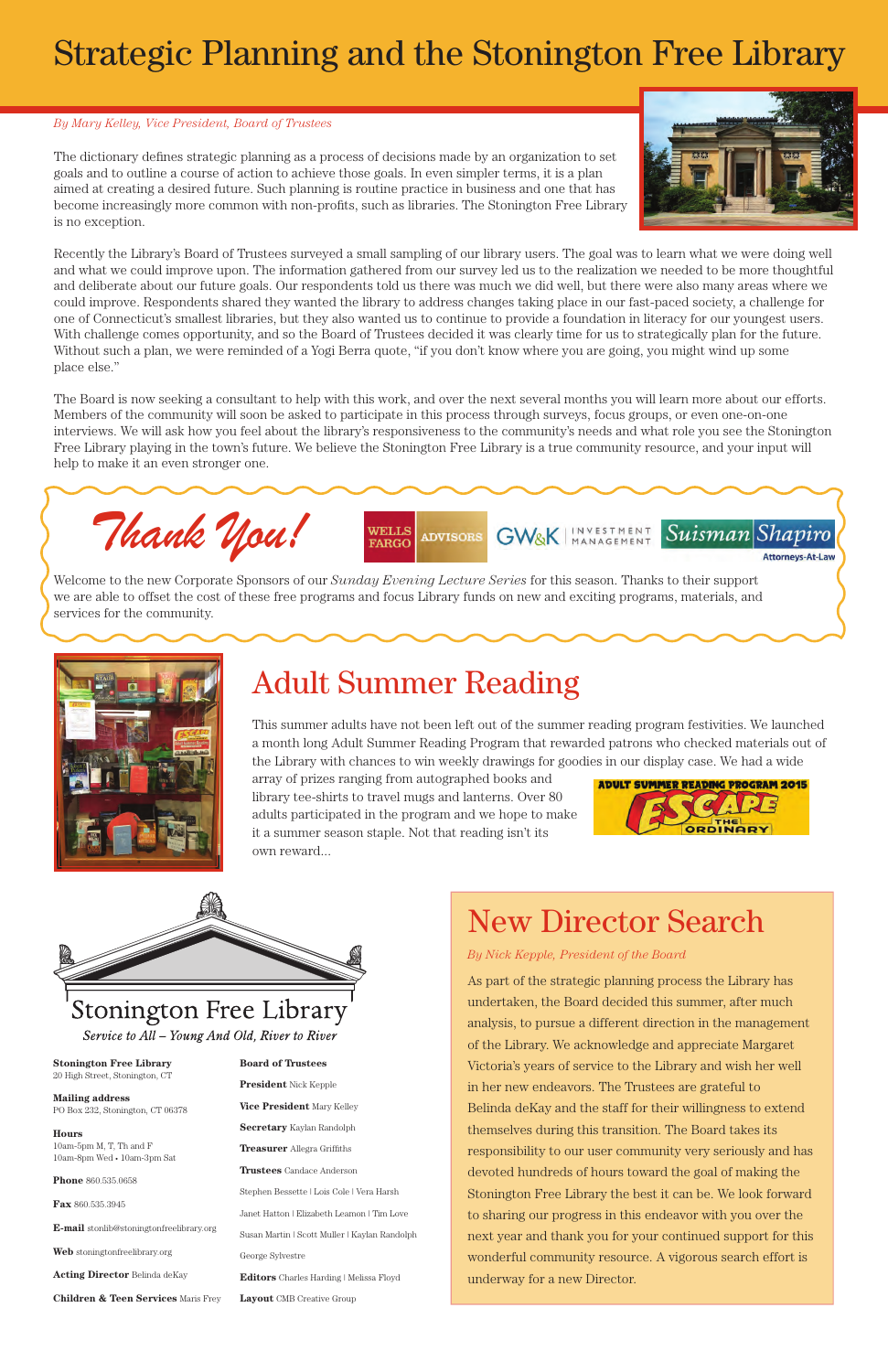# Strategic Planning and the Stonington Free Library

*By Mary Kelley, Vice President, Board of Trustees*

The dictionary defines strategic planning as a process of decisions made by an organization to set goals and to outline a course of action to achieve those goals. In even simpler terms, it is a plan aimed at creating a desired future. Such planning is routine practice in business and one that has become increasingly more common with non-profits, such as libraries. The Stonington Free Library is no exception.

Recently the Library's Board of Trustees surveyed a small sampling of our library users. The goal was to learn what we were doing well and what we could improve upon. The information gathered from our survey led us to the realization we needed to be more thoughtful and deliberate about our future goals. Our respondents told us there was much we did well, but there were also many areas where we could improve. Respondents shared they wanted the library to address changes taking place in our fast-paced society, a challenge for one of Connecticut's smallest libraries, but they also wanted us to continue to provide a foundation in literacy for our youngest users. With challenge comes opportunity, and so the Board of Trustees decided it was clearly time for us to strategically plan for the future. Without such a plan, we were reminded of a Yogi Berra quote, "if you don't know where you are going, you might wind up some place else."

The Board is now seeking a consultant to help with this work, and over the next several months you will learn more about our efforts. Members of the community will soon be asked to participate in this process through surveys, focus groups, or even one-on-one interviews. We will ask how you feel about the library's responsiveness to the community's needs and what role you see the Stonington Free Library playing in the town's future. We believe the Stonington Free Library is a true community resource, and your input will help to make it an even stronger one.

## Thank You!

Wells Fargo Advisors | GW&K Investment Management | Suisman Shapiro Attorneys-At-Law

Welcome to the new Corporate Sponsors of our *Sunday Evening Lecture Series* for this season. Thanks to their support we are able to offset the cost of these free programs and focus Library funds on new and exciting programs, materials, and services for the community.

## Adult Summer Reading

This summer adults have not been left out of the summer reading program festivities. We launched a month long Adult Summer Reading Program that rewarded patrons who checked materials out of the Library with chances to win weekly drawings for goodies in our display case. We had a wide array of prizes ranging from autographed books and library tee-shirts to travel mugs and lanterns. Over 80 adults participated in the program and we hope to make it a summer season staple. Not that reading isn't its own reward...

Adult Summer Reading Program 2015 — Escape the Ordinary

## New Director Search

*By Nick Kepple, President of the Board*

As part of the strategic planning process the Library has undertaken, the Board decided this summer, after much analysis, to pursue a different direction in the management of the Library. We acknowledge and appreciate Margaret Victoria's years of service to the Library and wish her well in her new endeavors. The Trustees are grateful to Belinda deKay and the staff for their willingness to extend themselves during this transition. The Board takes its responsibility to our user community very seriously and has devoted hundreds of hours toward the goal of making the Stonington Free Library the best it can be. We look forward to sharing our progress in this endeavor with you over the next year and thank you for your continued support for this wonderful community resource. A vigorous search effort is underway for a new Director.

---

## Stonington Free Library

*Service to All – Young And Old, River to River*

**Stonington Free Library**
20 High Street, Stonington, CT

**Mailing address**
PO Box 232, Stonington, CT 06378

**Hours**
10am-5pm M, T, Th and F
10am-8pm Wed • 10am-3pm Sat

**Phone** 860.535.0658

**Fax** 860.535.3945

**E-mail** stonlib@stoningtonfreelibrary.org

**Web** stoningtonfreelibrary.org

**Acting Director** Belinda deKay

**Children & Teen Services** Maris Frey

**Board of Trustees**

**President** Nick Kepple

**Vice President** Mary Kelley

**Secretary** Kaylan Randolph

**Treasurer** Allegra Griffiths

**Trustees** Candace Anderson
Stephen Bessette | Lois Cole | Vera Harsh
Janet Hatton | Elizabeth Leamon | Tim Love
Susan Martin | Scott Muller | Kaylan Randolph
George Sylvestre

**Editors** Charles Harding | Melissa Floyd

**Layout** CMB Creative Group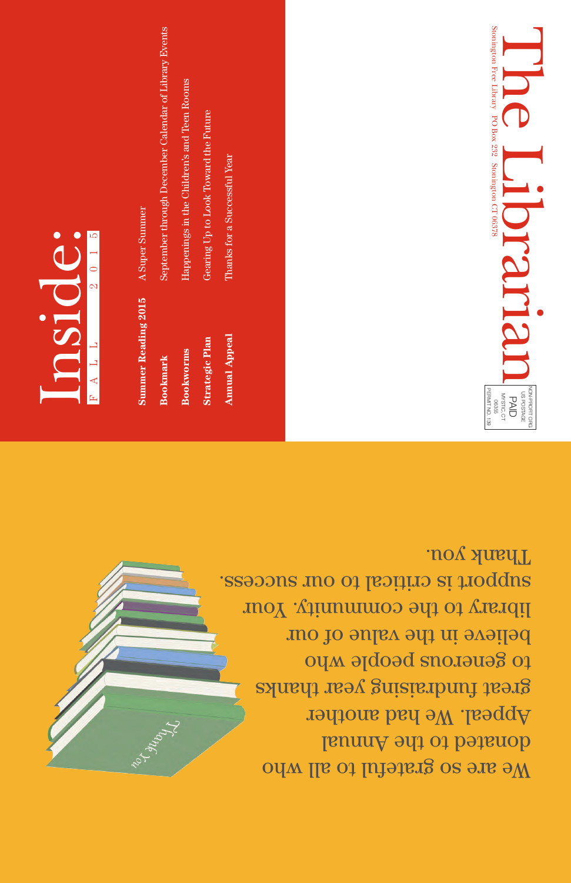# The Librarian

Stonington Free Library PO Box 232 Stonington CT 06378

NON-PROFIT ORG
US POSTAGE
PAID
MYSTIC, CT
06355
PERMIT NO. 139

# Inside:

F A L L 2 0 1 5

**Summer Reading 2015** A Super Summer

**Bookmark** September through December Calendar of Library Events

**Bookworms** Happenings in the Children's and Teen Rooms

**Strategic Plan** Gearing Up to Look Toward the Future

**Annual Appeal** Thanks for a Successful Year

We are so grateful to all who donated to the Annual Appeal. We had another great fundraising year thanks to generous people who believe in the value of our library to the community. Your support is critical to our success. Thank you.